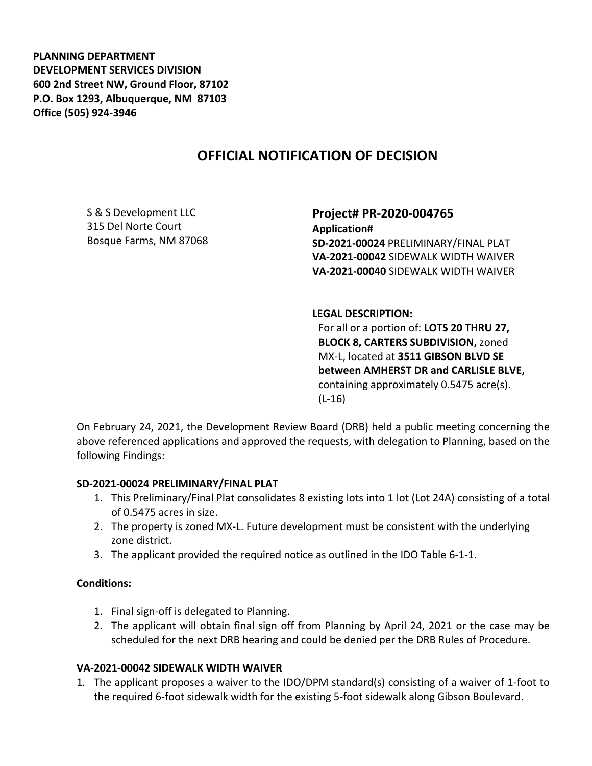**PLANNING DEPARTMENT**
**DEVELOPMENT SERVICES DIVISION**
**600 2nd Street NW, Ground Floor, 87102**
**P.O. Box 1293, Albuquerque, NM 87103**
**Office (505) 924-3946**

# OFFICIAL NOTIFICATION OF DECISION

S & S Development LLC
315 Del Norte Court
Bosque Farms, NM 87068

## Project# PR-2020-004765

**Application#**
**SD-2021-00024** PRELIMINARY/FINAL PLAT
**VA-2021-00042** SIDEWALK WIDTH WAIVER
**VA-2021-00040** SIDEWALK WIDTH WAIVER

**LEGAL DESCRIPTION:**
For all or a portion of: **LOTS 20 THRU 27, BLOCK 8, CARTERS SUBDIVISION,** zoned MX-L, located at **3511 GIBSON BLVD SE between AMHERST DR and CARLISLE BLVE,** containing approximately 0.5475 acre(s). (L-16)

On February 24, 2021, the Development Review Board (DRB) held a public meeting concerning the above referenced applications and approved the requests, with delegation to Planning, based on the following Findings:

**SD-2021-00024 PRELIMINARY/FINAL PLAT**

1. This Preliminary/Final Plat consolidates 8 existing lots into 1 lot (Lot 24A) consisting of a total of 0.5475 acres in size.
2. The property is zoned MX-L. Future development must be consistent with the underlying zone district.
3. The applicant provided the required notice as outlined in the IDO Table 6-1-1.

**Conditions:**

1. Final sign-off is delegated to Planning.
2. The applicant will obtain final sign off from Planning by April 24, 2021 or the case may be scheduled for the next DRB hearing and could be denied per the DRB Rules of Procedure.

**VA-2021-00042 SIDEWALK WIDTH WAIVER**

1. The applicant proposes a waiver to the IDO/DPM standard(s) consisting of a waiver of 1-foot to the required 6-foot sidewalk width for the existing 5-foot sidewalk along Gibson Boulevard.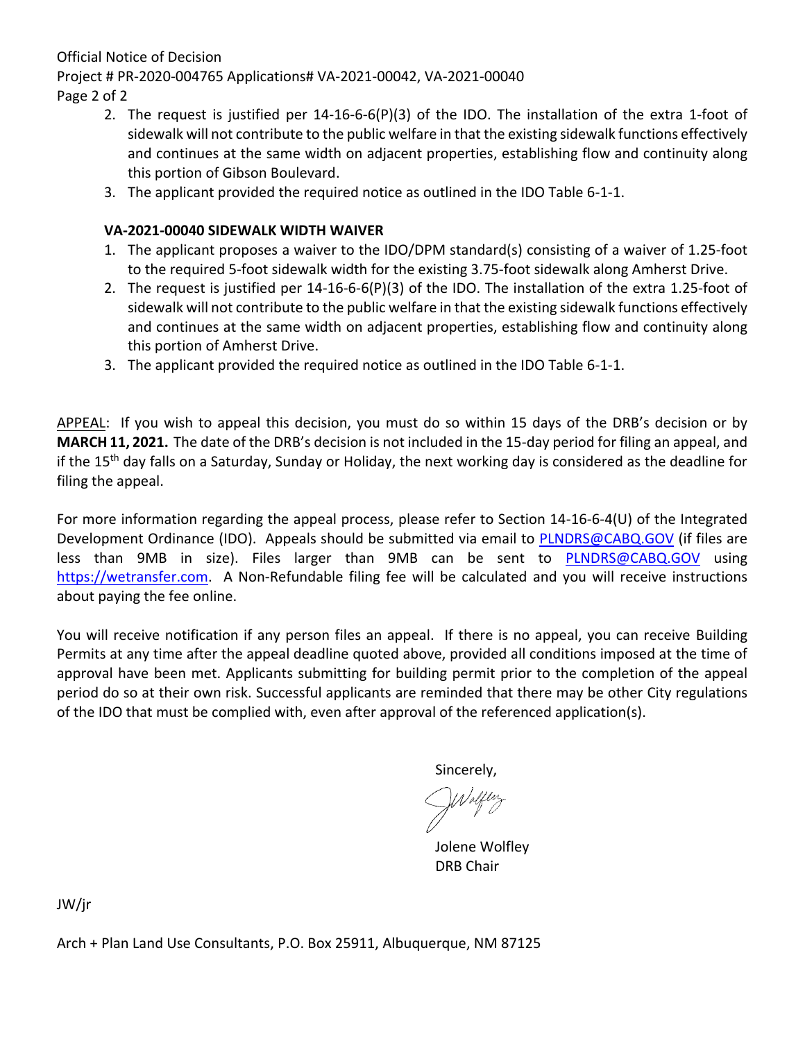2. The request is justified per 14-16-6-6(P)(3) of the IDO. The installation of the extra 1-foot of sidewalk will not contribute to the public welfare in that the existing sidewalk functions effectively and continues at the same width on adjacent properties, establishing flow and continuity along this portion of Gibson Boulevard.
3. The applicant provided the required notice as outlined in the IDO Table 6-1-1.

**VA-2021-00040 SIDEWALK WIDTH WAIVER**

1. The applicant proposes a waiver to the IDO/DPM standard(s) consisting of a waiver of 1.25-foot to the required 5-foot sidewalk width for the existing 3.75-foot sidewalk along Amherst Drive.
2. The request is justified per 14-16-6-6(P)(3) of the IDO. The installation of the extra 1.25-foot of sidewalk will not contribute to the public welfare in that the existing sidewalk functions effectively and continues at the same width on adjacent properties, establishing flow and continuity along this portion of Amherst Drive.
3. The applicant provided the required notice as outlined in the IDO Table 6-1-1.

APPEAL: If you wish to appeal this decision, you must do so within 15 days of the DRB's decision or by **MARCH 11, 2021.** The date of the DRB's decision is not included in the 15-day period for filing an appeal, and if the 15th day falls on a Saturday, Sunday or Holiday, the next working day is considered as the deadline for filing the appeal.

For more information regarding the appeal process, please refer to Section 14-16-6-4(U) of the Integrated Development Ordinance (IDO). Appeals should be submitted via email to PLNDRS@CABQ.GOV (if files are less than 9MB in size). Files larger than 9MB can be sent to PLNDRS@CABQ.GOV using https://wetransfer.com. A Non-Refundable filing fee will be calculated and you will receive instructions about paying the fee online.

You will receive notification if any person files an appeal. If there is no appeal, you can receive Building Permits at any time after the appeal deadline quoted above, provided all conditions imposed at the time of approval have been met. Applicants submitting for building permit prior to the completion of the appeal period do so at their own risk. Successful applicants are reminded that there may be other City regulations of the IDO that must be complied with, even after approval of the referenced application(s).

Sincerely,

Jolene Wolfley
DRB Chair

JW/jr

Arch + Plan Land Use Consultants, P.O. Box 25911, Albuquerque, NM 87125